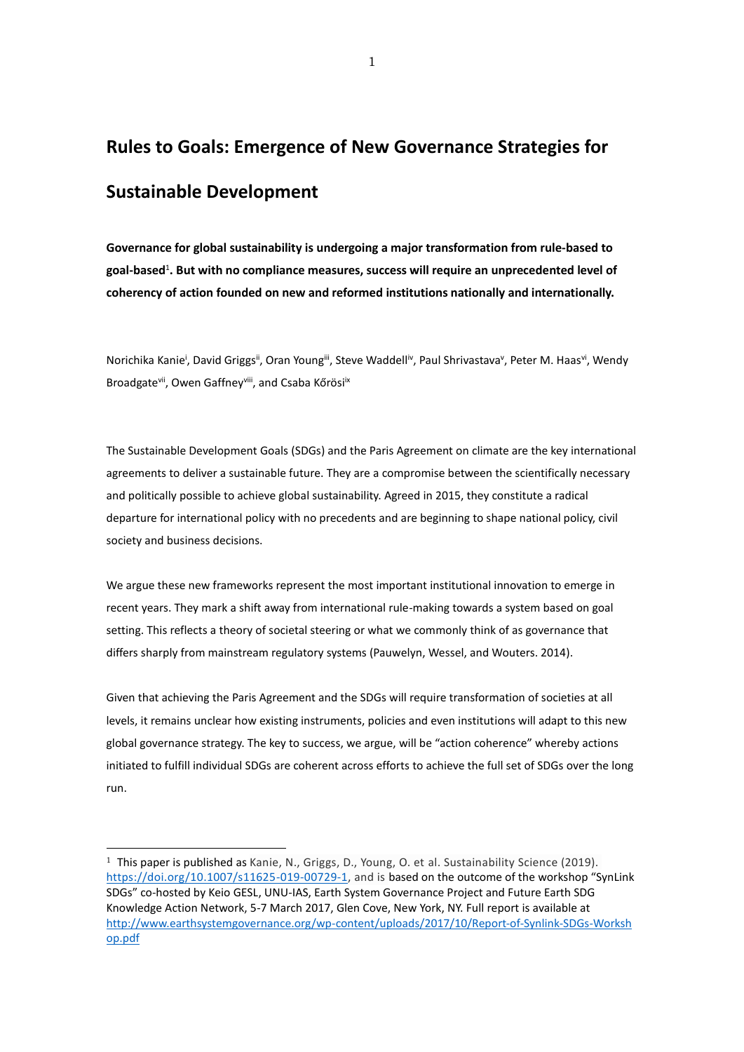# Rules to Goals: Emergence of New Governance Strategies for Sustainable Development

**Governance for global sustainability is undergoing a major transformation from rule-based to goal-based[1]. But with no compliance measures, success will require an unprecedented level of coherency of action founded on new and reformed institutions nationally and internationally.**

Norichika Kanie[i], David Griggs[ii], Oran Young[iii], Steve Waddell[iv], Paul Shrivastava[v], Peter M. Haas[vi], Wendy Broadgate[vii], Owen Gaffney[viii], and Csaba Kőrösi[ix]

The Sustainable Development Goals (SDGs) and the Paris Agreement on climate are the key international agreements to deliver a sustainable future. They are a compromise between the scientifically necessary and politically possible to achieve global sustainability. Agreed in 2015, they constitute a radical departure for international policy with no precedents and are beginning to shape national policy, civil society and business decisions.

We argue these new frameworks represent the most important institutional innovation to emerge in recent years. They mark a shift away from international rule-making towards a system based on goal setting. This reflects a theory of societal steering or what we commonly think of as governance that differs sharply from mainstream regulatory systems (Pauwelyn, Wessel, and Wouters. 2014).

Given that achieving the Paris Agreement and the SDGs will require transformation of societies at all levels, it remains unclear how existing instruments, policies and even institutions will adapt to this new global governance strategy. The key to success, we argue, will be "action coherence" whereby actions initiated to fulfill individual SDGs are coherent across efforts to achieve the full set of SDGs over the long run.

---

[1] This paper is published as Kanie, N., Griggs, D., Young, O. et al. Sustainability Science (2019). https://doi.org/10.1007/s11625-019-00729-1, and is based on the outcome of the workshop "SynLink SDGs" co-hosted by Keio GESL, UNU-IAS, Earth System Governance Project and Future Earth SDG Knowledge Action Network, 5-7 March 2017, Glen Cove, New York, NY. Full report is available at http://www.earthsystemgovernance.org/wp-content/uploads/2017/10/Report-of-Synlink-SDGs-Workshop.pdf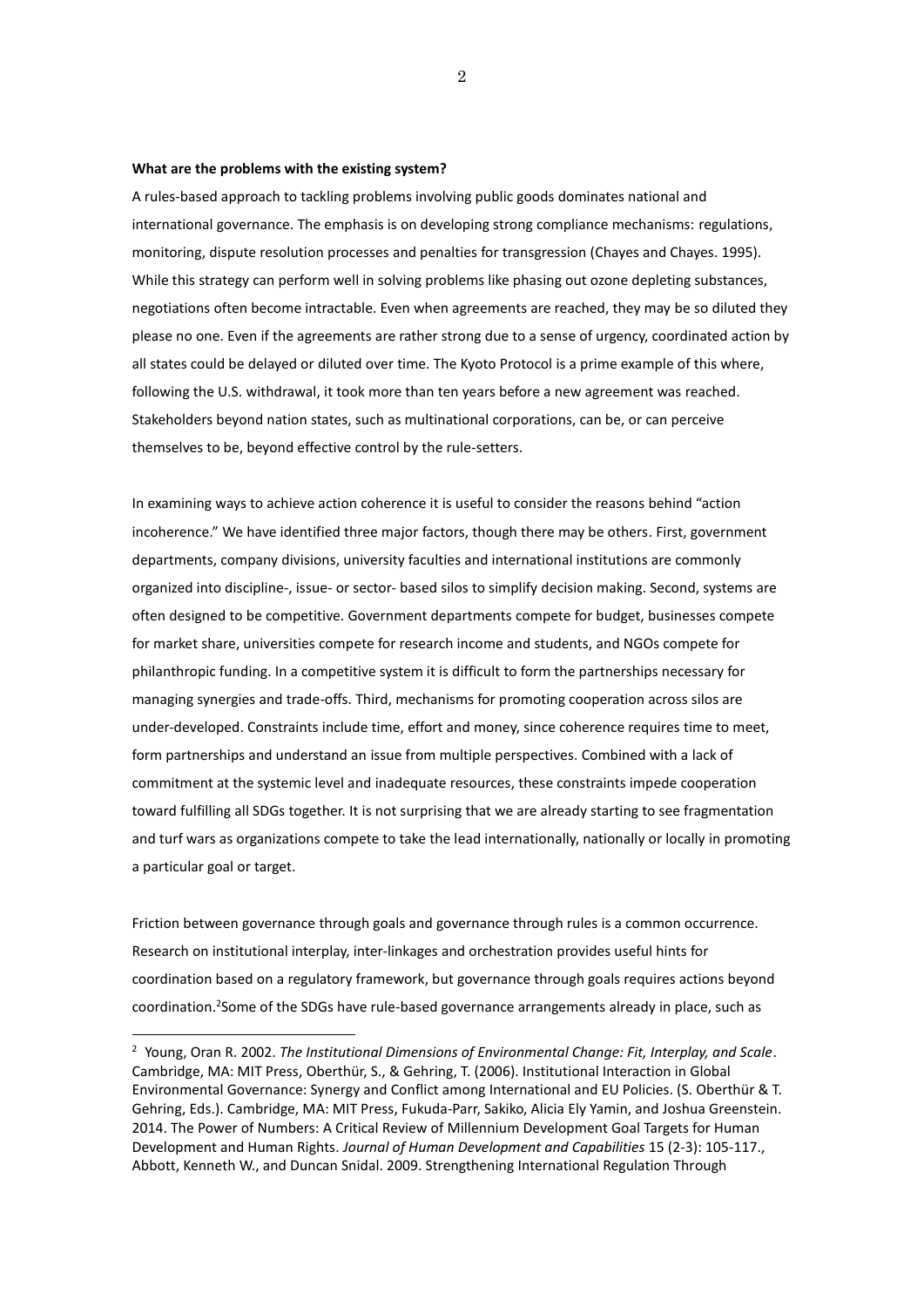**What are the problems with the existing system?**

A rules-based approach to tackling problems involving public goods dominates national and international governance. The emphasis is on developing strong compliance mechanisms: regulations, monitoring, dispute resolution processes and penalties for transgression (Chayes and Chayes. 1995). While this strategy can perform well in solving problems like phasing out ozone depleting substances, negotiations often become intractable. Even when agreements are reached, they may be so diluted they please no one. Even if the agreements are rather strong due to a sense of urgency, coordinated action by all states could be delayed or diluted over time. The Kyoto Protocol is a prime example of this where, following the U.S. withdrawal, it took more than ten years before a new agreement was reached. Stakeholders beyond nation states, such as multinational corporations, can be, or can perceive themselves to be, beyond effective control by the rule-setters.

In examining ways to achieve action coherence it is useful to consider the reasons behind "action incoherence." We have identified three major factors, though there may be others. First, government departments, company divisions, university faculties and international institutions are commonly organized into discipline-, issue- or sector- based silos to simplify decision making. Second, systems are often designed to be competitive. Government departments compete for budget, businesses compete for market share, universities compete for research income and students, and NGOs compete for philanthropic funding. In a competitive system it is difficult to form the partnerships necessary for managing synergies and trade-offs. Third, mechanisms for promoting cooperation across silos are under-developed. Constraints include time, effort and money, since coherence requires time to meet, form partnerships and understand an issue from multiple perspectives. Combined with a lack of commitment at the systemic level and inadequate resources, these constraints impede cooperation toward fulfilling all SDGs together. It is not surprising that we are already starting to see fragmentation and turf wars as organizations compete to take the lead internationally, nationally or locally in promoting a particular goal or target.

Friction between governance through goals and governance through rules is a common occurrence. Research on institutional interplay, inter-linkages and orchestration provides useful hints for coordination based on a regulatory framework, but governance through goals requires actions beyond coordination.[2] Some of the SDGs have rule-based governance arrangements already in place, such as

---

[2] Young, Oran R. 2002. *The Institutional Dimensions of Environmental Change: Fit, Interplay, and Scale*. Cambridge, MA: MIT Press, Oberthür, S., & Gehring, T. (2006). Institutional Interaction in Global Environmental Governance: Synergy and Conflict among International and EU Policies. (S. Oberthür & T. Gehring, Eds.). Cambridge, MA: MIT Press, Fukuda-Parr, Sakiko, Alicia Ely Yamin, and Joshua Greenstein. 2014. The Power of Numbers: A Critical Review of Millennium Development Goal Targets for Human Development and Human Rights. *Journal of Human Development and Capabilities* 15 (2-3): 105-117., Abbott, Kenneth W., and Duncan Snidal. 2009. Strengthening International Regulation Through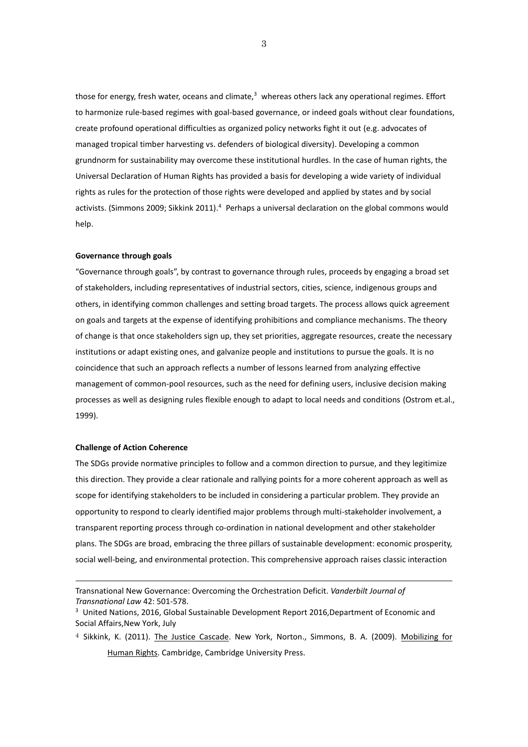those for energy, fresh water, oceans and climate,[3] whereas others lack any operational regimes. Effort to harmonize rule-based regimes with goal-based governance, or indeed goals without clear foundations, create profound operational difficulties as organized policy networks fight it out (e.g. advocates of managed tropical timber harvesting vs. defenders of biological diversity). Developing a common grundnorm for sustainability may overcome these institutional hurdles. In the case of human rights, the Universal Declaration of Human Rights has provided a basis for developing a wide variety of individual rights as rules for the protection of those rights were developed and applied by states and by social activists. (Simmons 2009; Sikkink 2011).[4] Perhaps a universal declaration on the global commons would help.

**Governance through goals**

"Governance through goals", by contrast to governance through rules, proceeds by engaging a broad set of stakeholders, including representatives of industrial sectors, cities, science, indigenous groups and others, in identifying common challenges and setting broad targets. The process allows quick agreement on goals and targets at the expense of identifying prohibitions and compliance mechanisms. The theory of change is that once stakeholders sign up, they set priorities, aggregate resources, create the necessary institutions or adapt existing ones, and galvanize people and institutions to pursue the goals. It is no coincidence that such an approach reflects a number of lessons learned from analyzing effective management of common-pool resources, such as the need for defining users, inclusive decision making processes as well as designing rules flexible enough to adapt to local needs and conditions (Ostrom et.al., 1999).

**Challenge of Action Coherence**

The SDGs provide normative principles to follow and a common direction to pursue, and they legitimize this direction. They provide a clear rationale and rallying points for a more coherent approach as well as scope for identifying stakeholders to be included in considering a particular problem. They provide an opportunity to respond to clearly identified major problems through multi-stakeholder involvement, a transparent reporting process through co-ordination in national development and other stakeholder plans. The SDGs are broad, embracing the three pillars of sustainable development: economic prosperity, social well-being, and environmental protection. This comprehensive approach raises classic interaction

---

Transnational New Governance: Overcoming the Orchestration Deficit. *Vanderbilt Journal of Transnational Law* 42: 501-578.

[3] United Nations, 2016, Global Sustainable Development Report 2016,Department of Economic and Social Affairs,New York, July

[4] Sikkink, K. (2011). The Justice Cascade. New York, Norton., Simmons, B. A. (2009). Mobilizing for Human Rights. Cambridge, Cambridge University Press.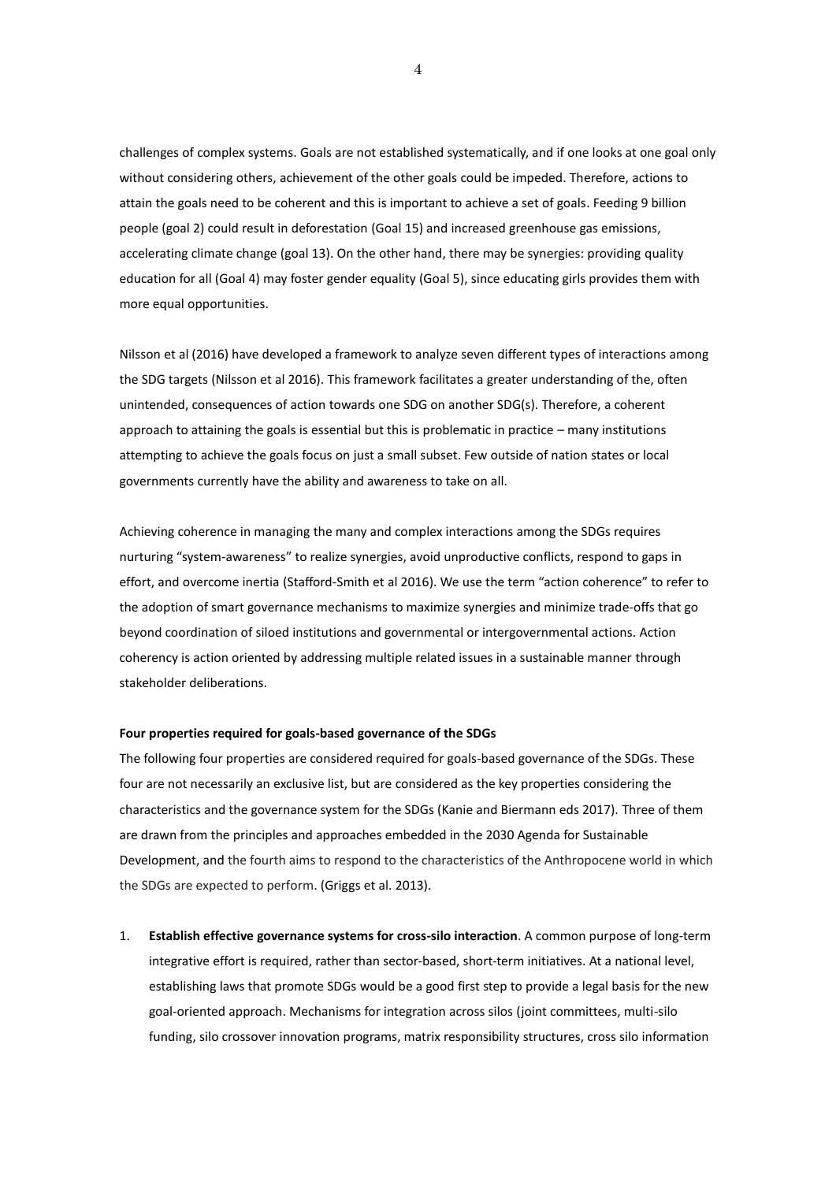challenges of complex systems. Goals are not established systematically, and if one looks at one goal only without considering others, achievement of the other goals could be impeded. Therefore, actions to attain the goals need to be coherent and this is important to achieve a set of goals. Feeding 9 billion people (goal 2) could result in deforestation (Goal 15) and increased greenhouse gas emissions, accelerating climate change (goal 13). On the other hand, there may be synergies: providing quality education for all (Goal 4) may foster gender equality (Goal 5), since educating girls provides them with more equal opportunities.

Nilsson et al (2016) have developed a framework to analyze seven different types of interactions among the SDG targets (Nilsson et al 2016). This framework facilitates a greater understanding of the, often unintended, consequences of action towards one SDG on another SDG(s). Therefore, a coherent approach to attaining the goals is essential but this is problematic in practice – many institutions attempting to achieve the goals focus on just a small subset. Few outside of nation states or local governments currently have the ability and awareness to take on all.

Achieving coherence in managing the many and complex interactions among the SDGs requires nurturing "system-awareness" to realize synergies, avoid unproductive conflicts, respond to gaps in effort, and overcome inertia (Stafford-Smith et al 2016). We use the term "action coherence" to refer to the adoption of smart governance mechanisms to maximize synergies and minimize trade-offs that go beyond coordination of siloed institutions and governmental or intergovernmental actions. Action coherency is action oriented by addressing multiple related issues in a sustainable manner through stakeholder deliberations.

**Four properties required for goals-based governance of the SDGs**

The following four properties are considered required for goals-based governance of the SDGs. These four are not necessarily an exclusive list, but are considered as the key properties considering the characteristics and the governance system for the SDGs (Kanie and Biermann eds 2017). Three of them are drawn from the principles and approaches embedded in the 2030 Agenda for Sustainable Development, and the fourth aims to respond to the characteristics of the Anthropocene world in which the SDGs are expected to perform. (Griggs et al. 2013).

1. **Establish effective governance systems for cross-silo interaction**. A common purpose of long-term integrative effort is required, rather than sector-based, short-term initiatives. At a national level, establishing laws that promote SDGs would be a good first step to provide a legal basis for the new goal-oriented approach. Mechanisms for integration across silos (joint committees, multi-silo funding, silo crossover innovation programs, matrix responsibility structures, cross silo information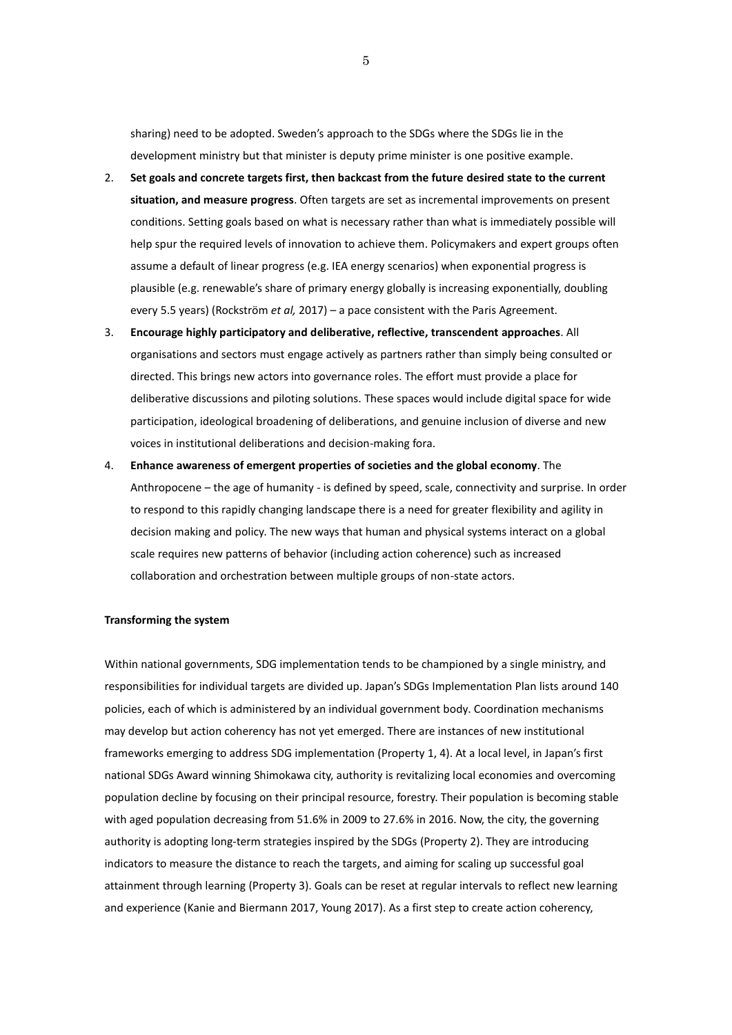sharing) need to be adopted. Sweden's approach to the SDGs where the SDGs lie in the development ministry but that minister is deputy prime minister is one positive example.

2. **Set goals and concrete targets first, then backcast from the future desired state to the current situation, and measure progress**. Often targets are set as incremental improvements on present conditions. Setting goals based on what is necessary rather than what is immediately possible will help spur the required levels of innovation to achieve them. Policymakers and expert groups often assume a default of linear progress (e.g. IEA energy scenarios) when exponential progress is plausible (e.g. renewable's share of primary energy globally is increasing exponentially, doubling every 5.5 years) (Rockström *et al,* 2017) – a pace consistent with the Paris Agreement.
3. **Encourage highly participatory and deliberative, reflective, transcendent approaches**. All organisations and sectors must engage actively as partners rather than simply being consulted or directed. This brings new actors into governance roles. The effort must provide a place for deliberative discussions and piloting solutions. These spaces would include digital space for wide participation, ideological broadening of deliberations, and genuine inclusion of diverse and new voices in institutional deliberations and decision-making fora.
4. **Enhance awareness of emergent properties of societies and the global economy**. The Anthropocene – the age of humanity - is defined by speed, scale, connectivity and surprise. In order to respond to this rapidly changing landscape there is a need for greater flexibility and agility in decision making and policy. The new ways that human and physical systems interact on a global scale requires new patterns of behavior (including action coherence) such as increased collaboration and orchestration between multiple groups of non-state actors.

**Transforming the system**

Within national governments, SDG implementation tends to be championed by a single ministry, and responsibilities for individual targets are divided up. Japan's SDGs Implementation Plan lists around 140 policies, each of which is administered by an individual government body. Coordination mechanisms may develop but action coherency has not yet emerged. There are instances of new institutional frameworks emerging to address SDG implementation (Property 1, 4). At a local level, in Japan's first national SDGs Award winning Shimokawa city, authority is revitalizing local economies and overcoming population decline by focusing on their principal resource, forestry. Their population is becoming stable with aged population decreasing from 51.6% in 2009 to 27.6% in 2016. Now, the city, the governing authority is adopting long-term strategies inspired by the SDGs (Property 2). They are introducing indicators to measure the distance to reach the targets, and aiming for scaling up successful goal attainment through learning (Property 3). Goals can be reset at regular intervals to reflect new learning and experience (Kanie and Biermann 2017, Young 2017). As a first step to create action coherency,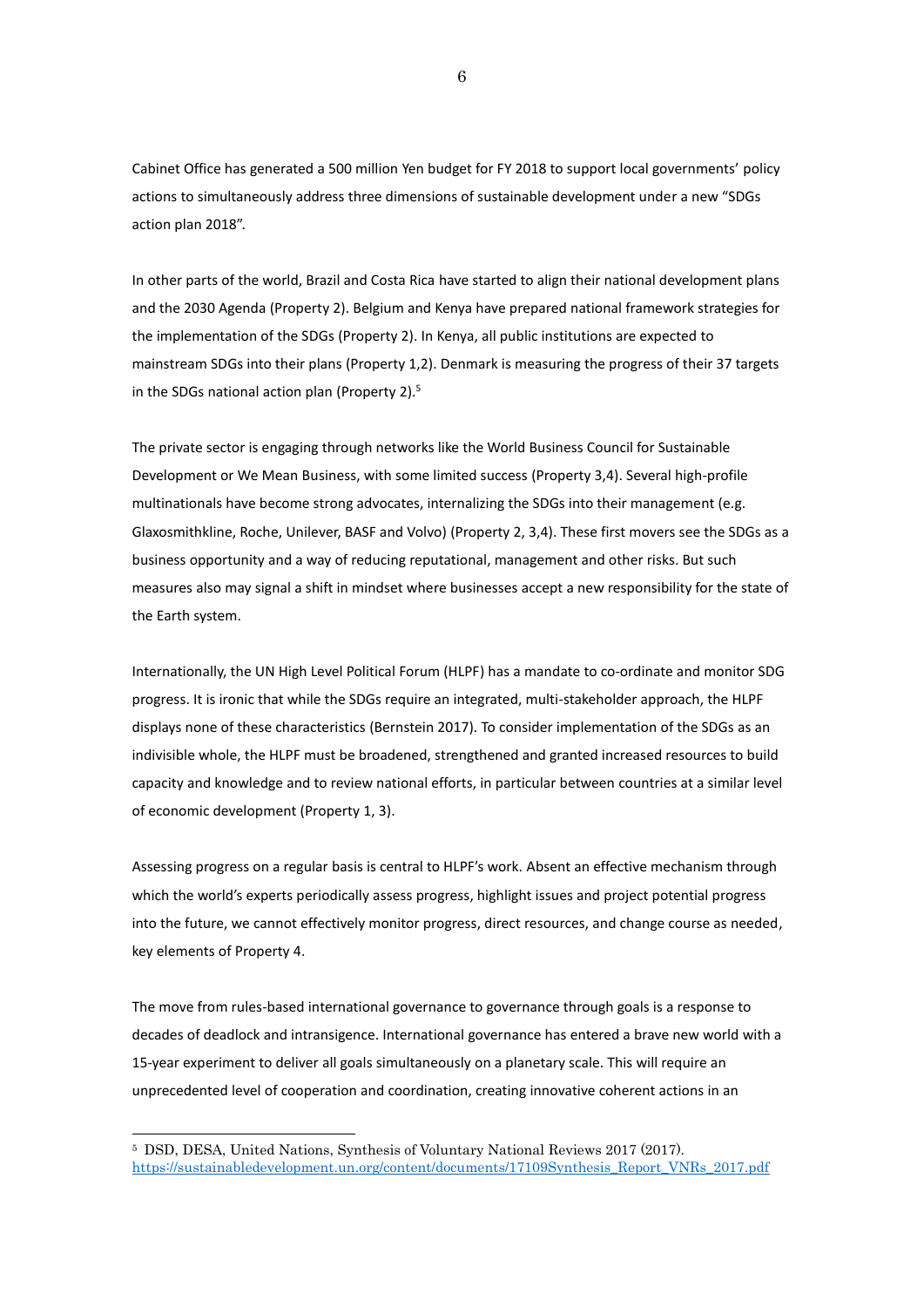Cabinet Office has generated a 500 million Yen budget for FY 2018 to support local governments' policy actions to simultaneously address three dimensions of sustainable development under a new "SDGs action plan 2018".

In other parts of the world, Brazil and Costa Rica have started to align their national development plans and the 2030 Agenda (Property 2). Belgium and Kenya have prepared national framework strategies for the implementation of the SDGs (Property 2). In Kenya, all public institutions are expected to mainstream SDGs into their plans (Property 1,2). Denmark is measuring the progress of their 37 targets in the SDGs national action plan (Property 2).[5]

The private sector is engaging through networks like the World Business Council for Sustainable Development or We Mean Business, with some limited success (Property 3,4). Several high-profile multinationals have become strong advocates, internalizing the SDGs into their management (e.g. Glaxosmithkline, Roche, Unilever, BASF and Volvo) (Property 2, 3,4). These first movers see the SDGs as a business opportunity and a way of reducing reputational, management and other risks. But such measures also may signal a shift in mindset where businesses accept a new responsibility for the state of the Earth system.

Internationally, the UN High Level Political Forum (HLPF) has a mandate to co-ordinate and monitor SDG progress. It is ironic that while the SDGs require an integrated, multi-stakeholder approach, the HLPF displays none of these characteristics (Bernstein 2017). To consider implementation of the SDGs as an indivisible whole, the HLPF must be broadened, strengthened and granted increased resources to build capacity and knowledge and to review national efforts, in particular between countries at a similar level of economic development (Property 1, 3).

Assessing progress on a regular basis is central to HLPF's work. Absent an effective mechanism through which the world's experts periodically assess progress, highlight issues and project potential progress into the future, we cannot effectively monitor progress, direct resources, and change course as needed, key elements of Property 4.

The move from rules-based international governance to governance through goals is a response to decades of deadlock and intransigence. International governance has entered a brave new world with a 15-year experiment to deliver all goals simultaneously on a planetary scale. This will require an unprecedented level of cooperation and coordination, creating innovative coherent actions in an

---

[5] DSD, DESA, United Nations, Synthesis of Voluntary National Reviews 2017 (2017). https://sustainabledevelopment.un.org/content/documents/17109Synthesis_Report_VNRs_2017.pdf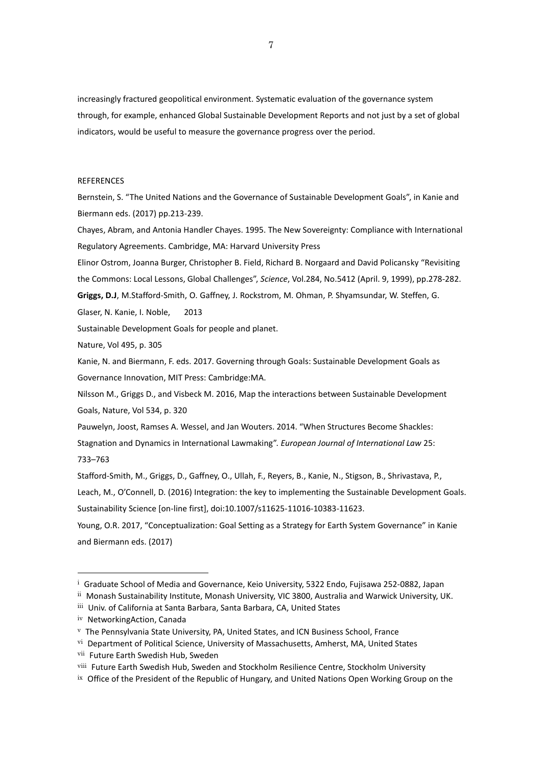increasingly fractured geopolitical environment. Systematic evaluation of the governance system through, for example, enhanced Global Sustainable Development Reports and not just by a set of global indicators, would be useful to measure the governance progress over the period.

REFERENCES

Bernstein, S. "The United Nations and the Governance of Sustainable Development Goals", in Kanie and Biermann eds. (2017) pp.213-239.

Chayes, Abram, and Antonia Handler Chayes. 1995. The New Sovereignty: Compliance with International Regulatory Agreements. Cambridge, MA: Harvard University Press

Elinor Ostrom, Joanna Burger, Christopher B. Field, Richard B. Norgaard and David Policansky "Revisiting the Commons: Local Lessons, Global Challenges", *Science*, Vol.284, No.5412 (April. 9, 1999), pp.278-282.

**Griggs, D.J**, M.Stafford-Smith, O. Gaffney, J. Rockstrom, M. Ohman, P. Shyamsundar, W. Steffen, G. Glaser, N. Kanie, I. Noble, 2013

Sustainable Development Goals for people and planet.

Nature, Vol 495, p. 305

Kanie, N. and Biermann, F. eds. 2017. Governing through Goals: Sustainable Development Goals as Governance Innovation, MIT Press: Cambridge:MA.

Nilsson M., Griggs D., and Visbeck M. 2016, Map the interactions between Sustainable Development Goals, Nature, Vol 534, p. 320

Pauwelyn, Joost, Ramses A. Wessel, and Jan Wouters. 2014. "When Structures Become Shackles: Stagnation and Dynamics in International Lawmaking". *European Journal of International Law* 25: 733–763

Stafford-Smith, M., Griggs, D., Gaffney, O., Ullah, F., Reyers, B., Kanie, N., Stigson, B., Shrivastava, P., Leach, M., O'Connell, D. (2016) Integration: the key to implementing the Sustainable Development Goals. Sustainability Science [on-line first], doi:10.1007/s11625-11016-10383-11623.

Young, O.R. 2017, "Conceptualization: Goal Setting as a Strategy for Earth System Governance" in Kanie and Biermann eds. (2017)

---

[i] Graduate School of Media and Governance, Keio University, 5322 Endo, Fujisawa 252-0882, Japan

[ii] Monash Sustainability Institute, Monash University, VIC 3800, Australia and Warwick University, UK.

[iii] Univ. of California at Santa Barbara, Santa Barbara, CA, United States

[iv] NetworkingAction, Canada

[v] The Pennsylvania State University, PA, United States, and ICN Business School, France

[vi] Department of Political Science, University of Massachusetts, Amherst, MA, United States

[vii] Future Earth Swedish Hub, Sweden

[viii] Future Earth Swedish Hub, Sweden and Stockholm Resilience Centre, Stockholm University

[ix] Office of the President of the Republic of Hungary, and United Nations Open Working Group on the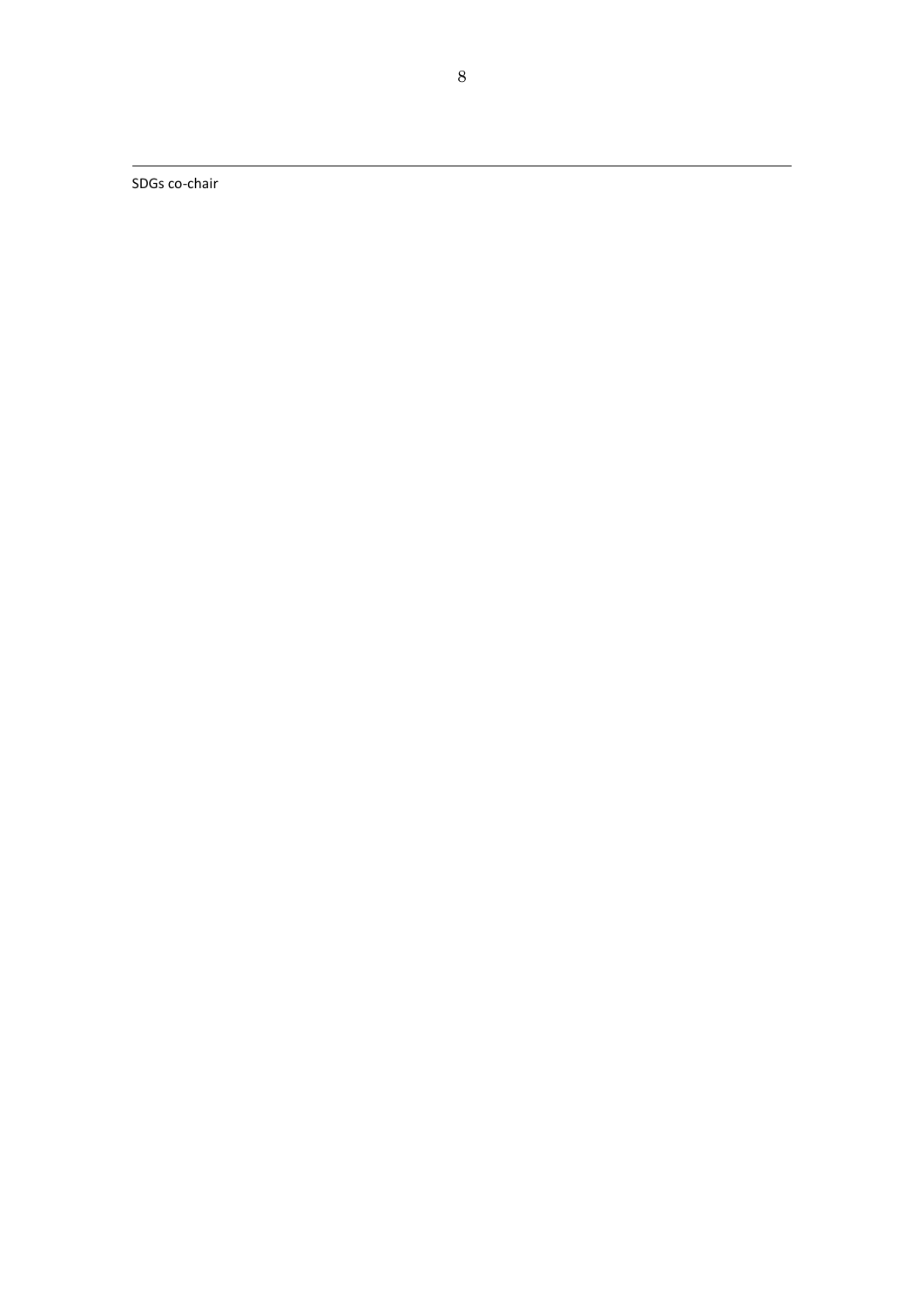SDGs co-chair